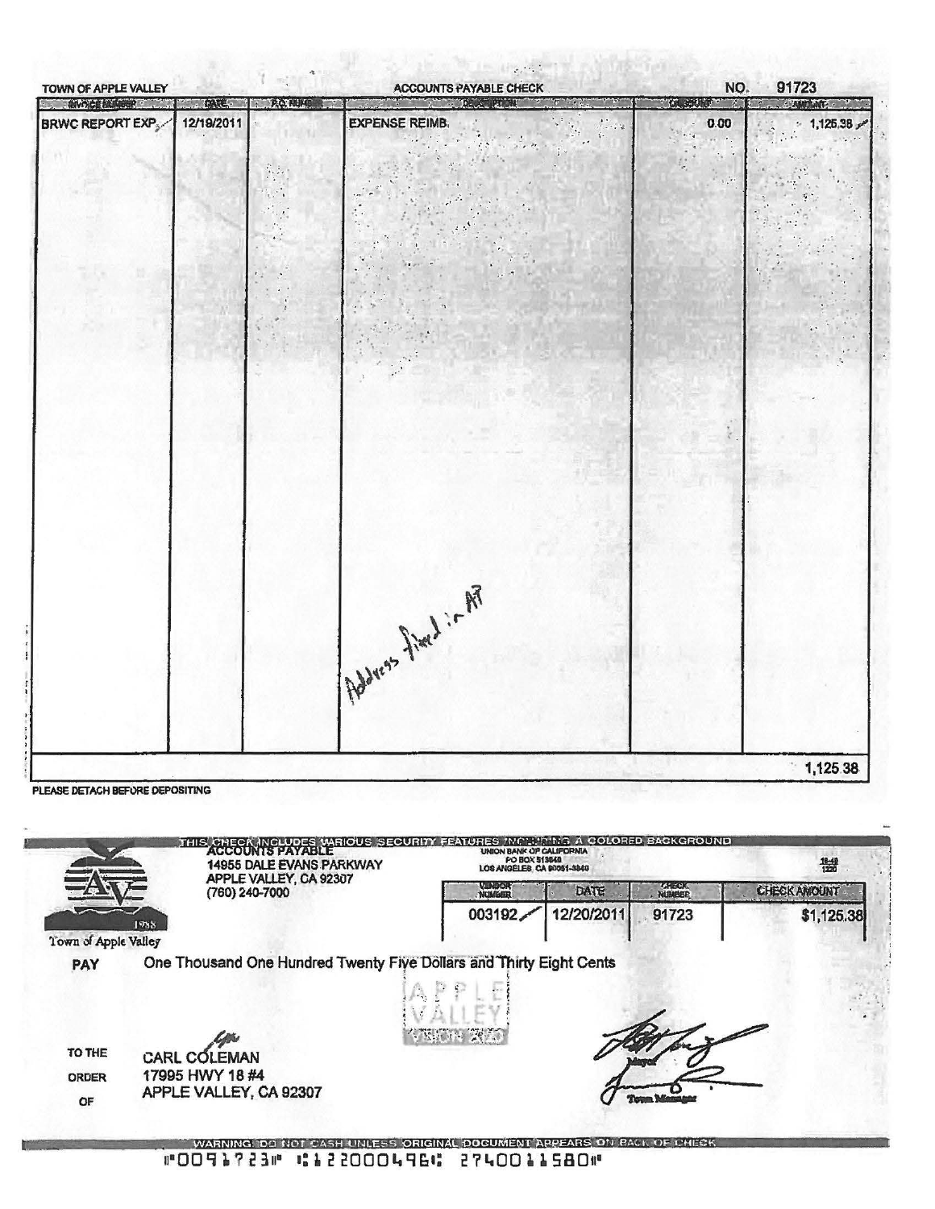TOWN OF APPLE VALLEY

ACCOUNTS PAYABLE CHECK

NO. 91723

| INVOICE NUMBER | DATE | P.O. NUMBER | DESCRIPTION | DISCOUNT | AMOUNT |
|---|---|---|---|---|---|
| BRWC REPORT EXP | 12/19/2011 | | EXPENSE REIMB. | 0.00 | 1,125.38 |
| | | | | | 1,125.38 |

Address fixed in AP

PLEASE DETACH BEFORE DEPOSITING

---

THIS CHECK INCLUDES VARIOUS SECURITY FEATURES INCLUDING A COLORED BACKGROUND

Town of Apple Valley

1988

ACCOUNTS PAYABLE
14955 DALE EVANS PARKWAY
APPLE VALLEY, CA 92307
(760) 240-7000

UNION BANK OF CALIFORNIA
PO BOX 513840
LOS ANGELES, CA 90051-3840

16-49
1220

| VENDOR NUMBER | DATE | CHECK NUMBER | CHECK AMOUNT |
|---|---|---|---|
| 003192 | 12/20/2011 | 91723 | $1,125.38 |

PAY One Thousand One Hundred Twenty Five Dollars and Thirty Eight Cents

APPLE VALLEY VISION 2020

TO THE ORDER OF

CARL COLEMAN
17995 HWY 18 #4
APPLE VALLEY, CA 92307

Mayor

Town Manager

WARNING: DO NOT CASH UNLESS ORIGINAL DOCUMENT APPEARS ON BACK OF CHECK

⑈0091723⑈ ⑆122000496⑆ 2740011580⑈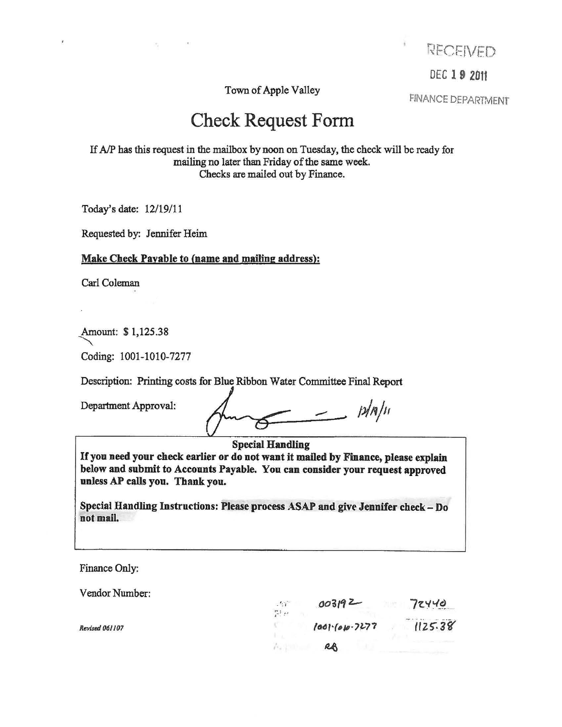RECEIVED

DEC 19 2011

FINANCE DEPARTMENT

Town of Apple Valley

# Check Request Form

If A/P has this request in the mailbox by noon on Tuesday, the check will be ready for mailing no later than Friday of the same week.
Checks are mailed out by Finance.

Today's date: 12/19/11

Requested by: Jennifer Heim

**Make Check Payable to (name and mailing address):**

Carl Coleman

Amount: $ 1,125.38

Coding: 1001-1010-7277

Description: Printing costs for Blue Ribbon Water Committee Final Report

Department Approval: [signature] 12/19/11

**Special Handling**
**If you need your check earlier or do not want it mailed by Finance, please explain below and submit to Accounts Payable. You can consider your request approved unless AP calls you. Thank you.**

**Special Handling Instructions: Please process ASAP and give Jennifer check – Do not mail.**

Finance Only:

Vendor Number:

003192 72440

1001-1010-7277 1125.38

RB

*Revised 061107*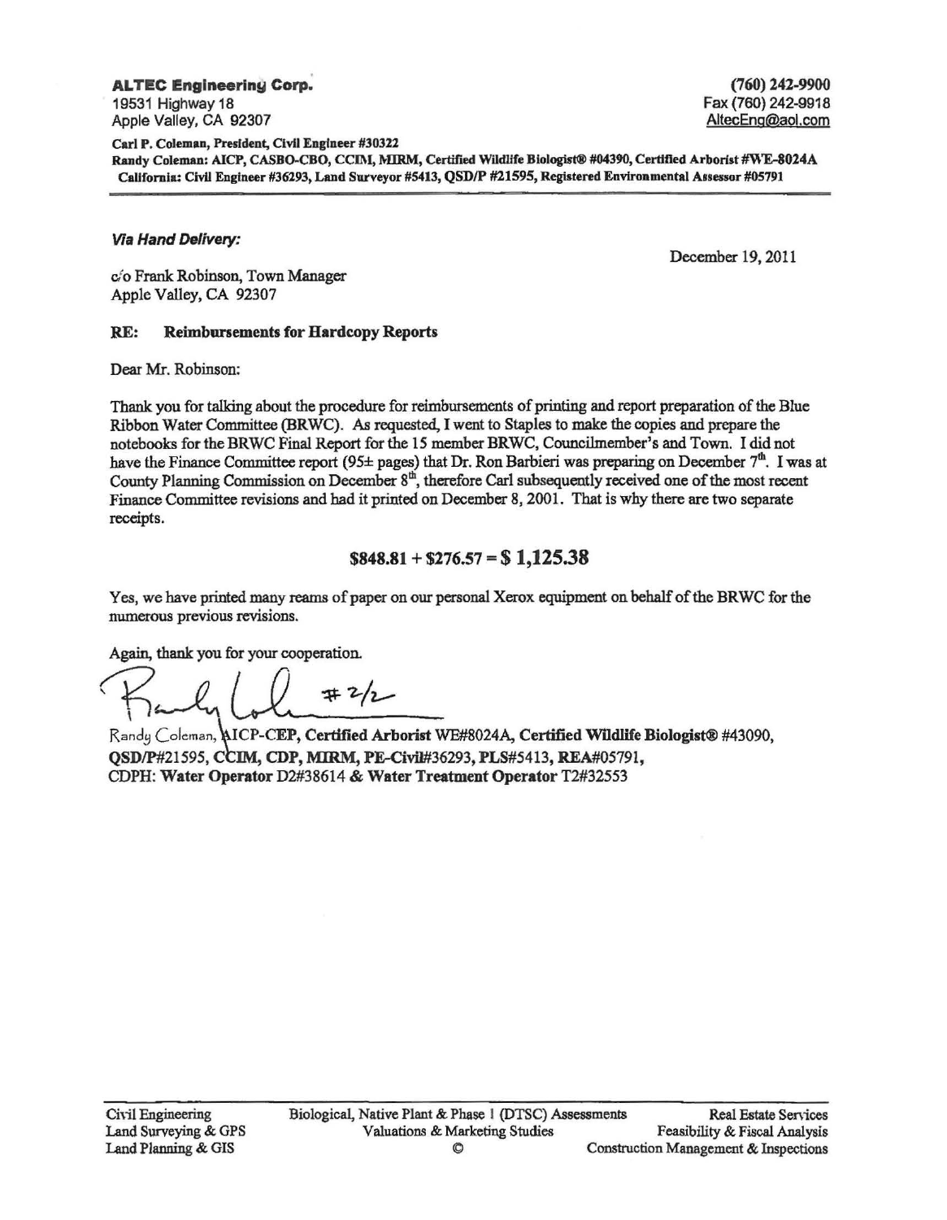**ALTEC Engineering Corp.**
19531 Highway 18
Apple Valley, CA 92307

(760) 242-9900
Fax (760) 242-9918
AltecEng@aol.com

**Carl P. Coleman, President, Civil Engineer #30322**
**Randy Coleman: AICP, CASBO-CBO, CCIM, MIRM, Certified Wildlife Biologist® #04390, Certified Arborist #WE-8024A**
**California: Civil Engineer #36293, Land Surveyor #5413, QSD/P #21595, Registered Environmental Assessor #05791**

***Via Hand Delivery:***

December 19, 2011

c/o Frank Robinson, Town Manager
Apple Valley, CA 92307

**RE: Reimbursements for Hardcopy Reports**

Dear Mr. Robinson:

Thank you for talking about the procedure for reimbursements of printing and report preparation of the Blue Ribbon Water Committee (BRWC). As requested, I went to Staples to make the copies and prepare the notebooks for the BRWC Final Report for the 15 member BRWC, Councilmember's and Town. I did not have the Finance Committee report (95± pages) that Dr. Ron Barbieri was preparing on December 7th. I was at County Planning Commission on December 8th, therefore Carl subsequently received one of the most recent Finance Committee revisions and had it printed on December 8, 2001. That is why there are two separate receipts.

**$848.81 + $276.57 = $ 1,125.38**

Yes, we have printed many reams of paper on our personal Xerox equipment on behalf of the BRWC for the numerous previous revisions.

Again, thank you for your cooperation.

#2/2

Randy Coleman, AICP-CEP, **Certified Arborist** WE#8024A, **Certified Wildlife Biologist®** #43090, **QSD/P**#21595, **CCIM, CDP, MIRM, PE-Civil**#36293, **PLS**#5413, **REA**#05791,
CDPH: **Water Operator** D2#38614 **& Water Treatment Operator** T2#32553

Civil Engineering
Land Surveying & GPS
Land Planning & GIS

Biological, Native Plant & Phase I (DTSC) Assessments
Valuations & Marketing Studies
©

Real Estate Services
Feasibility & Fiscal Analysis
Construction Management & Inspections